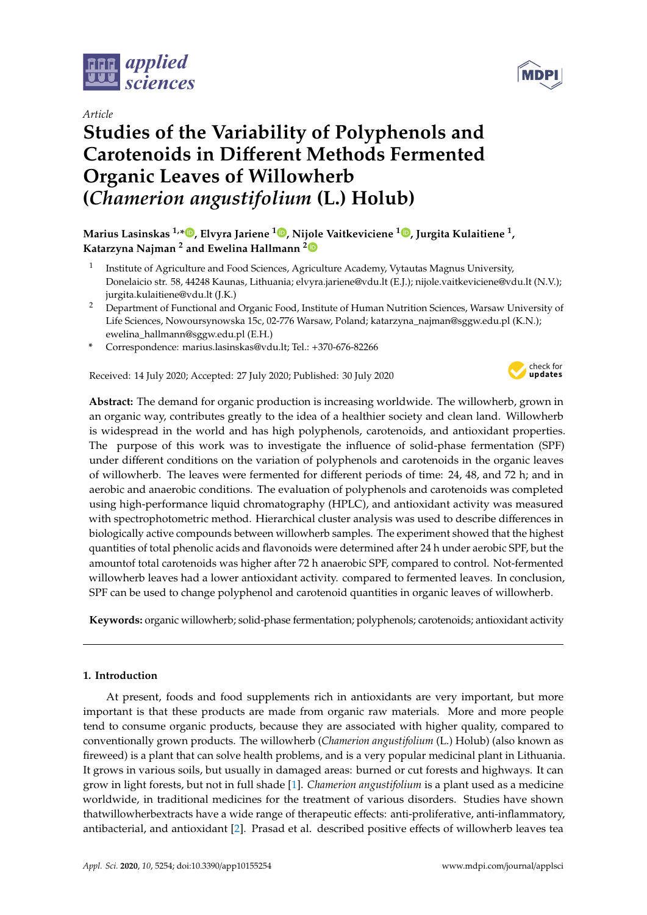*Article*

# Studies of the Variability of Polyphenols and Carotenoids in Different Methods Fermented Organic Leaves of Willowherb (*Chamerion angustifolium* (L.) Holub)

**Marius Lasinskas [1,*], Elvyra Jariene [1], Nijole Vaitkeviciene [1], Jurgita Kulaitiene [1], Katarzyna Najman [2] and Ewelina Hallmann [2]**

[1] Institute of Agriculture and Food Sciences, Agriculture Academy, Vytautas Magnus University, Donelaicio str. 58, 44248 Kaunas, Lithuania; elvyra.jariene@vdu.lt (E.J.); nijole.vaitkeviciene@vdu.lt (N.V.); jurgita.kulaitiene@vdu.lt (J.K.)

[2] Department of Functional and Organic Food, Institute of Human Nutrition Sciences, Warsaw University of Life Sciences, Nowoursynowska 15c, 02-776 Warsaw, Poland; katarzyna_najman@sggw.edu.pl (K.N.); ewelina_hallmann@sggw.edu.pl (E.H.)

\* Correspondence: marius.lasinskas@vdu.lt; Tel.: +370-676-82266

Received: 14 July 2020; Accepted: 27 July 2020; Published: 30 July 2020

**Abstract:** The demand for organic production is increasing worldwide. The willowherb, grown in an organic way, contributes greatly to the idea of a healthier society and clean land. Willowherb is widespread in the world and has high polyphenols, carotenoids, and antioxidant properties. The purpose of this work was to investigate the influence of solid-phase fermentation (SPF) under different conditions on the variation of polyphenols and carotenoids in the organic leaves of willowherb. The leaves were fermented for different periods of time: 24, 48, and 72 h; and in aerobic and anaerobic conditions. The evaluation of polyphenols and carotenoids was completed using high-performance liquid chromatography (HPLC), and antioxidant activity was measured with spectrophotometric method. Hierarchical cluster analysis was used to describe differences in biologically active compounds between willowherb samples. The experiment showed that the highest quantities of total phenolic acids and flavonoids were determined after 24 h under aerobic SPF, but the amountof total carotenoids was higher after 72 h anaerobic SPF, compared to control. Not-fermented willowherb leaves had a lower antioxidant activity. compared to fermented leaves. In conclusion, SPF can be used to change polyphenol and carotenoid quantities in organic leaves of willowherb.

**Keywords:** organic willowherb; solid-phase fermentation; polyphenols; carotenoids; antioxidant activity

## 1. Introduction

At present, foods and food supplements rich in antioxidants are very important, but more important is that these products are made from organic raw materials. More and more people tend to consume organic products, because they are associated with higher quality, compared to conventionally grown products. The willowherb (*Chamerion angustifolium* (L.) Holub) (also known as fireweed) is a plant that can solve health problems, and is a very popular medicinal plant in Lithuania. It grows in various soils, but usually in damaged areas: burned or cut forests and highways. It can grow in light forests, but not in full shade [1]. *Chamerion angustifolium* is a plant used as a medicine worldwide, in traditional medicines for the treatment of various disorders. Studies have shown thatwillowherbextracts have a wide range of therapeutic effects: anti-proliferative, anti-inflammatory, antibacterial, and antioxidant [2]. Prasad et al. described positive effects of willowherb leaves tea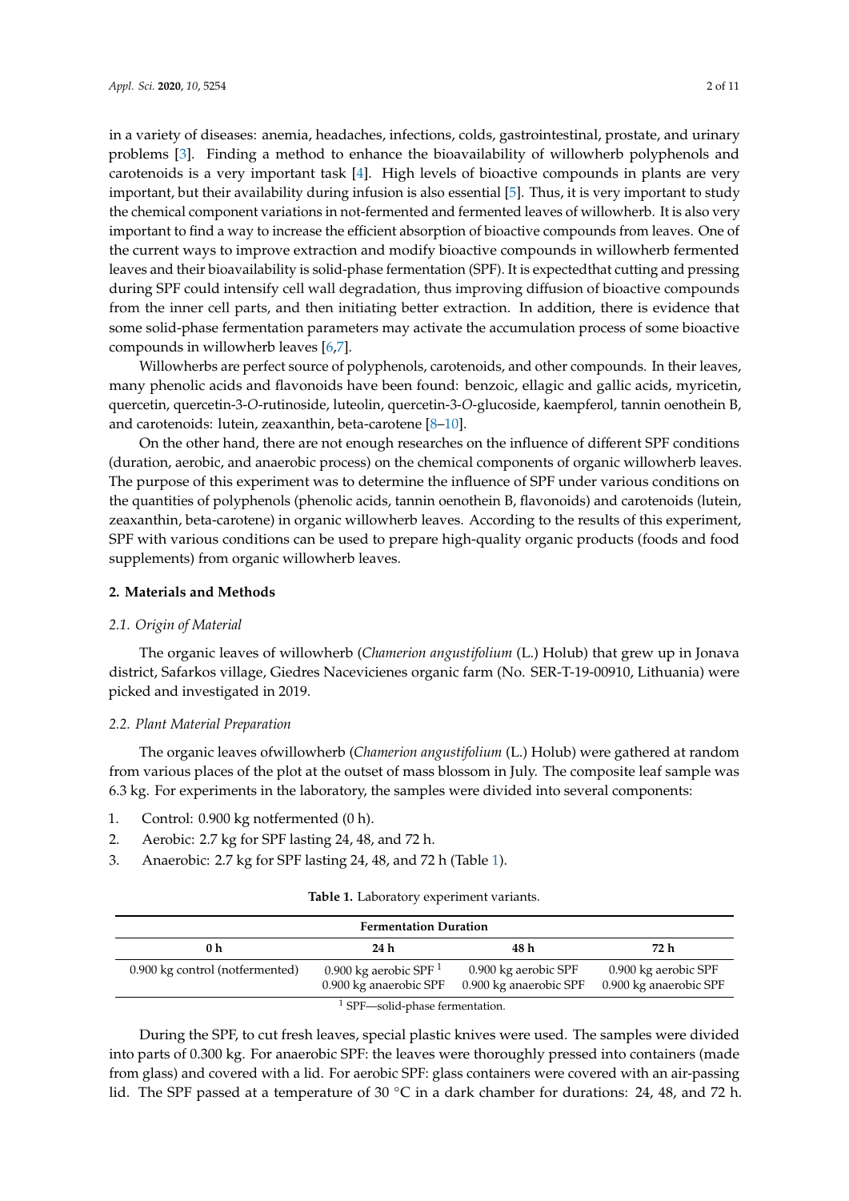in a variety of diseases: anemia, headaches, infections, colds, gastrointestinal, prostate, and urinary problems [3]. Finding a method to enhance the bioavailability of willowherb polyphenols and carotenoids is a very important task [4]. High levels of bioactive compounds in plants are very important, but their availability during infusion is also essential [5]. Thus, it is very important to study the chemical component variations in not-fermented and fermented leaves of willowherb. It is also very important to find a way to increase the efficient absorption of bioactive compounds from leaves. One of the current ways to improve extraction and modify bioactive compounds in willowherb fermented leaves and their bioavailability is solid-phase fermentation (SPF). It is expectedthat cutting and pressing during SPF could intensify cell wall degradation, thus improving diffusion of bioactive compounds from the inner cell parts, and then initiating better extraction. In addition, there is evidence that some solid-phase fermentation parameters may activate the accumulation process of some bioactive compounds in willowherb leaves [6,7].

Willowherbs are perfect source of polyphenols, carotenoids, and other compounds. In their leaves, many phenolic acids and flavonoids have been found: benzoic, ellagic and gallic acids, myricetin, quercetin, quercetin-3-*O*-rutinoside, luteolin, quercetin-3-*O*-glucoside, kaempferol, tannin oenothein B, and carotenoids: lutein, zeaxanthin, beta-carotene [8–10].

On the other hand, there are not enough researches on the influence of different SPF conditions (duration, aerobic, and anaerobic process) on the chemical components of organic willowherb leaves. The purpose of this experiment was to determine the influence of SPF under various conditions on the quantities of polyphenols (phenolic acids, tannin oenothein B, flavonoids) and carotenoids (lutein, zeaxanthin, beta-carotene) in organic willowherb leaves. According to the results of this experiment, SPF with various conditions can be used to prepare high-quality organic products (foods and food supplements) from organic willowherb leaves.

## 2. Materials and Methods

### 2.1. Origin of Material

The organic leaves of willowherb (*Chamerion angustifolium* (L.) Holub) that grew up in Jonava district, Safarkos village, Giedres Nacevicienes organic farm (No. SER-T-19-00910, Lithuania) were picked and investigated in 2019.

### 2.2. Plant Material Preparation

The organic leaves ofwillowherb (*Chamerion angustifolium* (L.) Holub) were gathered at random from various places of the plot at the outset of mass blossom in July. The composite leaf sample was 6.3 kg. For experiments in the laboratory, the samples were divided into several components:

1. Control: 0.900 kg notfermented (0 h).
2. Aerobic: 2.7 kg for SPF lasting 24, 48, and 72 h.
3. Anaerobic: 2.7 kg for SPF lasting 24, 48, and 72 h (Table 1).

**Table 1.** Laboratory experiment variants.

| Fermentation Duration | | | |
|---|---|---|---|
| **0 h** | **24 h** | **48 h** | **72 h** |
| 0.900 kg control (notfermented) | 0.900 kg aerobic SPF [1]<br>0.900 kg anaerobic SPF | 0.900 kg aerobic SPF<br>0.900 kg anaerobic SPF | 0.900 kg aerobic SPF<br>0.900 kg anaerobic SPF |

[1] SPF—solid-phase fermentation.

During the SPF, to cut fresh leaves, special plastic knives were used. The samples were divided into parts of 0.300 kg. For anaerobic SPF: the leaves were thoroughly pressed into containers (made from glass) and covered with a lid. For aerobic SPF: glass containers were covered with an air-passing lid. The SPF passed at a temperature of 30 °C in a dark chamber for durations: 24, 48, and 72 h.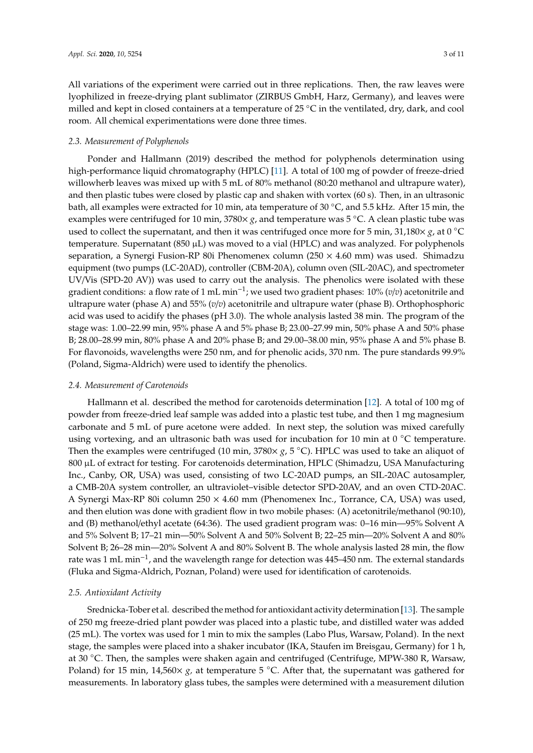All variations of the experiment were carried out in three replications. Then, the raw leaves were lyophilized in freeze-drying plant sublimator (ZIRBUS GmbH, Harz, Germany), and leaves were milled and kept in closed containers at a temperature of 25 °C in the ventilated, dry, dark, and cool room. All chemical experimentations were done three times.

### 2.3. Measurement of Polyphenols

Ponder and Hallmann (2019) described the method for polyphenols determination using high-performance liquid chromatography (HPLC) [11]. A total of 100 mg of powder of freeze-dried willowherb leaves was mixed up with 5 mL of 80% methanol (80:20 methanol and ultrapure water), and then plastic tubes were closed by plastic cap and shaken with vortex (60 s). Then, in an ultrasonic bath, all examples were extracted for 10 min, ata temperature of 30 °C, and 5.5 kHz. After 15 min, the examples were centrifuged for 10 min, 3780× *g*, and temperature was 5 °C. A clean plastic tube was used to collect the supernatant, and then it was centrifuged once more for 5 min, 31,180× *g*, at 0 °C temperature. Supernatant (850 µL) was moved to a vial (HPLC) and was analyzed. For polyphenols separation, a Synergi Fusion-RP 80i Phenomenex column (250 × 4.60 mm) was used. Shimadzu equipment (two pumps (LC-20AD), controller (CBM-20A), column oven (SIL-20AC), and spectrometer UV/Vis (SPD-20 AV)) was used to carry out the analysis. The phenolics were isolated with these gradient conditions: a flow rate of 1 mL $min^{-1}$; we used two gradient phases: 10% (*v*/*v*) acetonitrile and ultrapure water (phase A) and 55% (*v*/*v*) acetonitrile and ultrapure water (phase B). Orthophosphoric acid was used to acidify the phases (pH 3.0). The whole analysis lasted 38 min. The program of the stage was: 1.00–22.99 min, 95% phase A and 5% phase B; 23.00–27.99 min, 50% phase A and 50% phase B; 28.00–28.99 min, 80% phase A and 20% phase B; and 29.00–38.00 min, 95% phase A and 5% phase B. For flavonoids, wavelengths were 250 nm, and for phenolic acids, 370 nm. The pure standards 99.9% (Poland, Sigma-Aldrich) were used to identify the phenolics.

### 2.4. Measurement of Carotenoids

Hallmann et al. described the method for carotenoids determination [12]. A total of 100 mg of powder from freeze-dried leaf sample was added into a plastic test tube, and then 1 mg magnesium carbonate and 5 mL of pure acetone were added. In next step, the solution was mixed carefully using vortexing, and an ultrasonic bath was used for incubation for 10 min at 0 °C temperature. Then the examples were centrifuged (10 min, 3780× *g*, 5 °C). HPLC was used to take an aliquot of 800 µL of extract for testing. For carotenoids determination, HPLC (Shimadzu, USA Manufacturing Inc., Canby, OR, USA) was used, consisting of two LC-20AD pumps, an SIL-20AC autosampler, a CMB-20A system controller, an ultraviolet–visible detector SPD-20AV, and an oven CTD-20AC. A Synergi Max-RP 80i column 250 × 4.60 mm (Phenomenex Inc., Torrance, CA, USA) was used, and then elution was done with gradient flow in two mobile phases: (A) acetonitrile/methanol (90:10), and (B) methanol/ethyl acetate (64:36). The used gradient program was: 0–16 min—95% Solvent A and 5% Solvent B; 17–21 min—50% Solvent A and 50% Solvent B; 22–25 min—20% Solvent A and 80% Solvent B; 26–28 min—20% Solvent A and 80% Solvent B. The whole analysis lasted 28 min, the flow rate was 1 mL $min^{-1}$, and the wavelength range for detection was 445–450 nm. The external standards (Fluka and Sigma-Aldrich, Poznan, Poland) were used for identification of carotenoids.

### 2.5. Antioxidant Activity

Srednicka-Tober et al. described the method for antioxidant activity determination [13]. The sample of 250 mg freeze-dried plant powder was placed into a plastic tube, and distilled water was added (25 mL). The vortex was used for 1 min to mix the samples (Labo Plus, Warsaw, Poland). In the next stage, the samples were placed into a shaker incubator (IKA, Staufen im Breisgau, Germany) for 1 h, at 30 °C. Then, the samples were shaken again and centrifuged (Centrifuge, MPW-380 R, Warsaw, Poland) for 15 min, 14,560× *g*, at temperature 5 °C. After that, the supernatant was gathered for measurements. In laboratory glass tubes, the samples were determined with a measurement dilution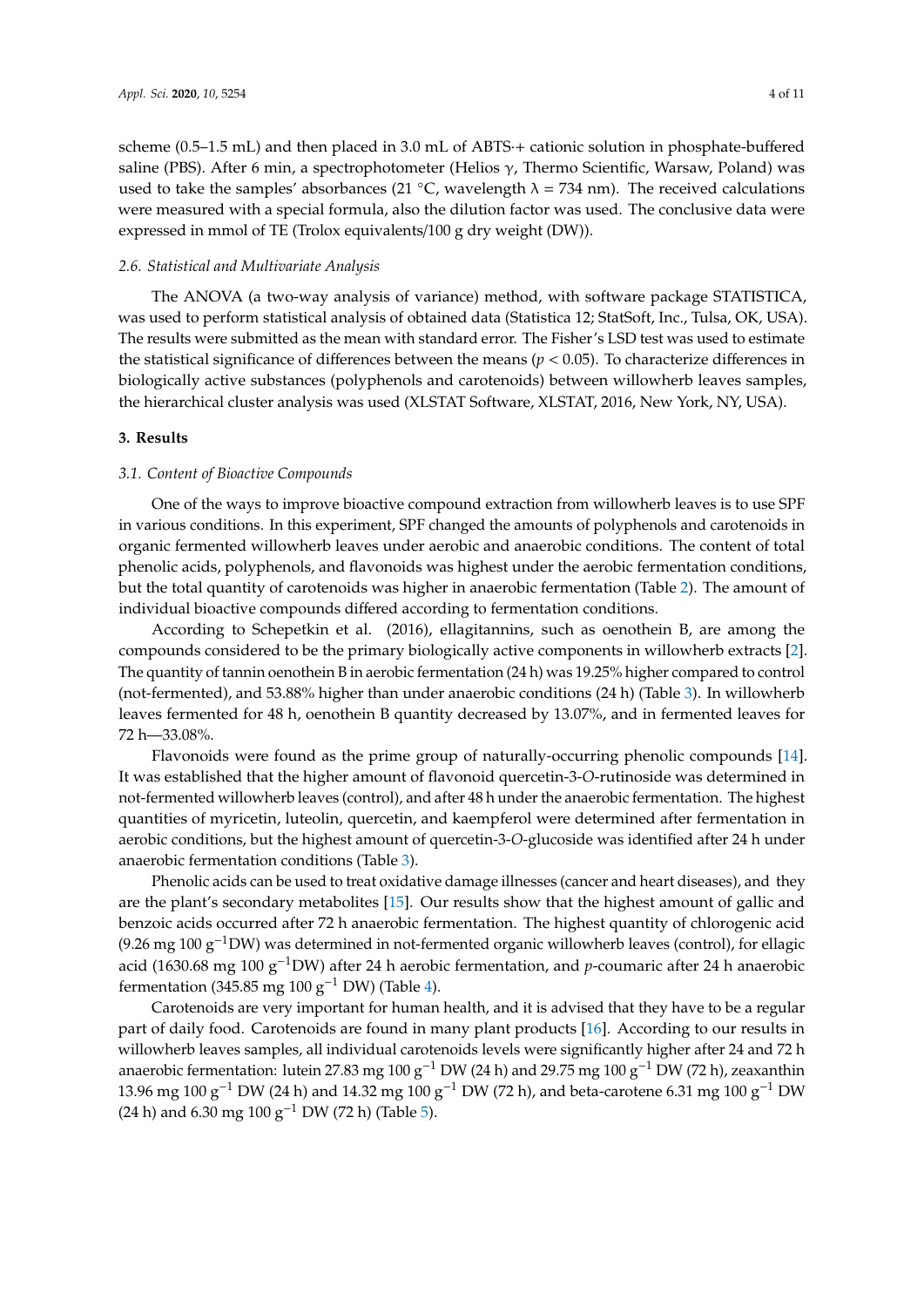scheme (0.5–1.5 mL) and then placed in 3.0 mL of ABTS·+ cationic solution in phosphate-buffered saline (PBS). After 6 min, a spectrophotometer (Helios γ, Thermo Scientific, Warsaw, Poland) was used to take the samples' absorbances (21 °C, wavelength λ = 734 nm). The received calculations were measured with a special formula, also the dilution factor was used. The conclusive data were expressed in mmol of TE (Trolox equivalents/100 g dry weight (DW)).

### *2.6. Statistical and Multivariate Analysis*

The ANOVA (a two-way analysis of variance) method, with software package STATISTICA, was used to perform statistical analysis of obtained data (Statistica 12; StatSoft, Inc., Tulsa, OK, USA). The results were submitted as the mean with standard error. The Fisher's LSD test was used to estimate the statistical significance of differences between the means ($p < 0.05$). To characterize differences in biologically active substances (polyphenols and carotenoids) between willowherb leaves samples, the hierarchical cluster analysis was used (XLSTAT Software, XLSTAT, 2016, New York, NY, USA).

## 3. Results

### *3.1. Content of Bioactive Compounds*

One of the ways to improve bioactive compound extraction from willowherb leaves is to use SPF in various conditions. In this experiment, SPF changed the amounts of polyphenols and carotenoids in organic fermented willowherb leaves under aerobic and anaerobic conditions. The content of total phenolic acids, polyphenols, and flavonoids was highest under the aerobic fermentation conditions, but the total quantity of carotenoids was higher in anaerobic fermentation (Table 2). The amount of individual bioactive compounds differed according to fermentation conditions.

According to Schepetkin et al. (2016), ellagitannins, such as oenothein B, are among the compounds considered to be the primary biologically active components in willowherb extracts [2]. The quantity of tannin oenothein B in aerobic fermentation (24 h) was 19.25% higher compared to control (not-fermented), and 53.88% higher than under anaerobic conditions (24 h) (Table 3). In willowherb leaves fermented for 48 h, oenothein B quantity decreased by 13.07%, and in fermented leaves for 72 h—33.08%.

Flavonoids were found as the prime group of naturally-occurring phenolic compounds [14]. It was established that the higher amount of flavonoid quercetin-3-*O*-rutinoside was determined in not-fermented willowherb leaves (control), and after 48 h under the anaerobic fermentation. The highest quantities of myricetin, luteolin, quercetin, and kaempferol were determined after fermentation in aerobic conditions, but the highest amount of quercetin-3-*O*-glucoside was identified after 24 h under anaerobic fermentation conditions (Table 3).

Phenolic acids can be used to treat oxidative damage illnesses (cancer and heart diseases), and they are the plant's secondary metabolites [15]. Our results show that the highest amount of gallic and benzoic acids occurred after 72 h anaerobic fermentation. The highest quantity of chlorogenic acid (9.26 mg 100 $g^{-1}$DW) was determined in not-fermented organic willowherb leaves (control), for ellagic acid (1630.68 mg 100 $g^{-1}$DW) after 24 h aerobic fermentation, and *p*-coumaric after 24 h anaerobic fermentation (345.85 mg 100 $g^{-1}$ DW) (Table 4).

Carotenoids are very important for human health, and it is advised that they have to be a regular part of daily food. Carotenoids are found in many plant products [16]. According to our results in willowherb leaves samples, all individual carotenoids levels were significantly higher after 24 and 72 h anaerobic fermentation: lutein 27.83 mg 100 $g^{-1}$ DW (24 h) and 29.75 mg 100 $g^{-1}$ DW (72 h), zeaxanthin 13.96 mg 100 $g^{-1}$ DW (24 h) and 14.32 mg 100 $g^{-1}$ DW (72 h), and beta-carotene 6.31 mg 100 $g^{-1}$ DW (24 h) and 6.30 mg 100 $g^{-1}$ DW (72 h) (Table 5).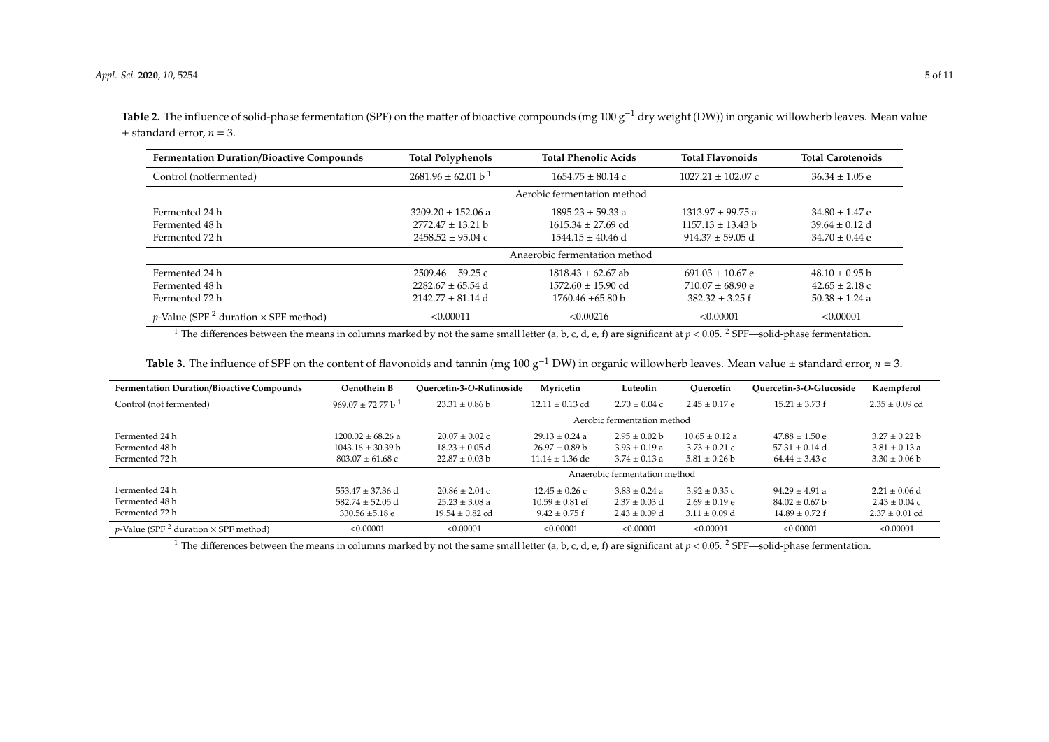**Table 2.** The influence of solid-phase fermentation (SPF) on the matter of bioactive compounds (mg 100 $g^{-1}$ dry weight (DW)) in organic willowherb leaves. Mean value ± standard error, $n = 3$.

| Fermentation Duration/Bioactive Compounds | Total Polyphenols | Total Phenolic Acids | Total Flavonoids | Total Carotenoids |
|---|---|---|---|---|
| Control (notfermented) | 2681.96 ± 62.01 b [1] | 1654.75 ± 80.14 c | 1027.21 ± 102.07 c | 36.34 ± 1.05 e |
| | | Aerobic fermentation method | | |
| Fermented 24 h | 3209.20 ± 152.06 a | 1895.23 ± 59.33 a | 1313.97 ± 99.75 a | 34.80 ± 1.47 e |
| Fermented 48 h | 2772.47 ± 13.21 b | 1615.34 ± 27.69 cd | 1157.13 ± 13.43 b | 39.64 ± 0.12 d |
| Fermented 72 h | 2458.52 ± 95.04 c | 1544.15 ± 40.46 d | 914.37 ± 59.05 d | 34.70 ± 0.44 e |
| | | Anaerobic fermentation method | | |
| Fermented 24 h | 2509.46 ± 59.25 c | 1818.43 ± 62.67 ab | 691.03 ± 10.67 e | 48.10 ± 0.95 b |
| Fermented 48 h | 2282.67 ± 65.54 d | 1572.60 ± 15.90 cd | 710.07 ± 68.90 e | 42.65 ± 2.18 c |
| Fermented 72 h | 2142.77 ± 81.14 d | 1760.46 ±65.80 b | 382.32 ± 3.25 f | 50.38 ± 1.24 a |
| *p*-Value (SPF [2] duration × SPF method) | <0.00011 | <0.00216 | <0.00001 | <0.00001 |

[1] The differences between the means in columns marked by not the same small letter (a, b, c, d, e, f) are significant at $p < 0.05$. [2] SPF—solid-phase fermentation.

**Table 3.** The influence of SPF on the content of flavonoids and tannin (mg 100 $g^{-1}$ DW) in organic willowherb leaves. Mean value ± standard error, $n = 3$.

| Fermentation Duration/Bioactive Compounds | Oenothein B | Quercetin-3-*O*-Rutinoside | Myricetin | Luteolin | Quercetin | Quercetin-3-*O*-Glucoside | Kaempferol |
|---|---|---|---|---|---|---|---|
| Control (not fermented) | 969.07 ± 72.77 b [1] | 23.31 ± 0.86 b | 12.11 ± 0.13 cd | 2.70 ± 0.04 c | 2.45 ± 0.17 e | 15.21 ± 3.73 f | 2.35 ± 0.09 cd |
| | | | | Aerobic fermentation method | | | |
| Fermented 24 h | 1200.02 ± 68.26 a | 20.07 ± 0.02 c | 29.13 ± 0.24 a | 2.95 ± 0.02 b | 10.65 ± 0.12 a | 47.88 ± 1.50 e | 3.27 ± 0.22 b |
| Fermented 48 h | 1043.16 ± 30.39 b | 18.23 ± 0.05 d | 26.97 ± 0.89 b | 3.93 ± 0.19 a | 3.73 ± 0.21 c | 57.31 ± 0.14 d | 3.81 ± 0.13 a |
| Fermented 72 h | 803.07 ± 61.68 c | 22.87 ± 0.03 b | 11.14 ± 1.36 de | 3.74 ± 0.13 a | 5.81 ± 0.26 b | 64.44 ± 3.43 c | 3.30 ± 0.06 b |
| | | | | Anaerobic fermentation method | | | |
| Fermented 24 h | 553.47 ± 37.36 d | 20.86 ± 2.04 c | 12.45 ± 0.26 c | 3.83 ± 0.24 a | 3.92 ± 0.35 c | 94.29 ± 4.91 a | 2.21 ± 0.06 d |
| Fermented 48 h | 582.74 ± 52.05 d | 25.23 ± 3.08 a | 10.59 ± 0.81 ef | 2.37 ± 0.03 d | 2.69 ± 0.19 e | 84.02 ± 0.67 b | 2.43 ± 0.04 c |
| Fermented 72 h | 330.56 ±5.18 e | 19.54 ± 0.82 cd | 9.42 ± 0.75 f | 2.43 ± 0.09 d | 3.11 ± 0.09 d | 14.89 ± 0.72 f | 2.37 ± 0.01 cd |
| *p*-Value (SPF [2] duration × SPF method) | <0.00001 | <0.00001 | <0.00001 | <0.00001 | <0.00001 | <0.00001 | <0.00001 |

[1] The differences between the means in columns marked by not the same small letter (a, b, c, d, e, f) are significant at $p < 0.05$. [2] SPF—solid-phase fermentation.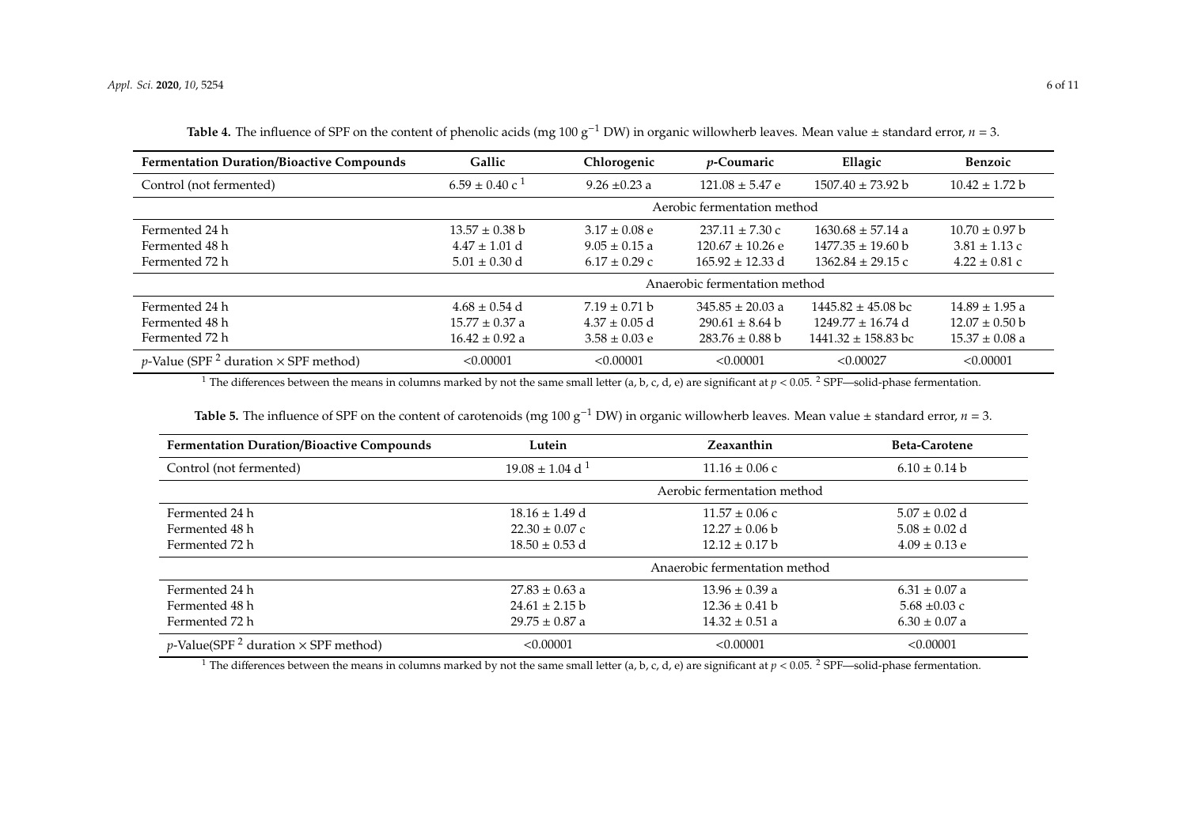**Table 4.** The influence of SPF on the content of phenolic acids (mg 100 $g^{-1}$ DW) in organic willowherb leaves. Mean value ± standard error, $n = 3$.

| Fermentation Duration/Bioactive Compounds | Gallic | Chlorogenic | *p*-Coumaric | Ellagic | Benzoic |
|---|---|---|---|---|---|
| Control (not fermented) | 6.59 ± 0.40 c [1] | 9.26 ±0.23 a | 121.08 ± 5.47 e | 1507.40 ± 73.92 b | 10.42 ± 1.72 b |
| | | | Aerobic fermentation method | | |
| Fermented 24 h | 13.57 ± 0.38 b | 3.17 ± 0.08 e | 237.11 ± 7.30 c | 1630.68 ± 57.14 a | 10.70 ± 0.97 b |
| Fermented 48 h | 4.47 ± 1.01 d | 9.05 ± 0.15 a | 120.67 ± 10.26 e | 1477.35 ± 19.60 b | 3.81 ± 1.13 c |
| Fermented 72 h | 5.01 ± 0.30 d | 6.17 ± 0.29 c | 165.92 ± 12.33 d | 1362.84 ± 29.15 c | 4.22 ± 0.81 c |
| | | | Anaerobic fermentation method | | |
| Fermented 24 h | 4.68 ± 0.54 d | 7.19 ± 0.71 b | 345.85 ± 20.03 a | 1445.82 ± 45.08 bc | 14.89 ± 1.95 a |
| Fermented 48 h | 15.77 ± 0.37 a | 4.37 ± 0.05 d | 290.61 ± 8.64 b | 1249.77 ± 16.74 d | 12.07 ± 0.50 b |
| Fermented 72 h | 16.42 ± 0.92 a | 3.58 ± 0.03 e | 283.76 ± 0.88 b | 1441.32 ± 158.83 bc | 15.37 ± 0.08 a |
| *p*-Value (SPF [2] duration × SPF method) | <0.00001 | <0.00001 | <0.00001 | <0.00027 | <0.00001 |

[1] The differences between the means in columns marked by not the same small letter (a, b, c, d, e) are significant at $p < 0.05$. [2] SPF—solid-phase fermentation.

**Table 5.** The influence of SPF on the content of carotenoids (mg 100 $g^{-1}$ DW) in organic willowherb leaves. Mean value ± standard error, $n = 3$.

| Fermentation Duration/Bioactive Compounds | Lutein | Zeaxanthin | Beta-Carotene |
|---|---|---|---|
| Control (not fermented) | 19.08 ± 1.04 d [1] | 11.16 ± 0.06 c | 6.10 ± 0.14 b |
| | | Aerobic fermentation method | |
| Fermented 24 h | 18.16 ± 1.49 d | 11.57 ± 0.06 c | 5.07 ± 0.02 d |
| Fermented 48 h | 22.30 ± 0.07 c | 12.27 ± 0.06 b | 5.08 ± 0.02 d |
| Fermented 72 h | 18.50 ± 0.53 d | 12.12 ± 0.17 b | 4.09 ± 0.13 e |
| | | Anaerobic fermentation method | |
| Fermented 24 h | 27.83 ± 0.63 a | 13.96 ± 0.39 a | 6.31 ± 0.07 a |
| Fermented 48 h | 24.61 ± 2.15 b | 12.36 ± 0.41 b | 5.68 ±0.03 c |
| Fermented 72 h | 29.75 ± 0.87 a | 14.32 ± 0.51 a | 6.30 ± 0.07 a |
| *p*-Value(SPF [2] duration × SPF method) | <0.00001 | <0.00001 | <0.00001 |

[1] The differences between the means in columns marked by not the same small letter (a, b, c, d, e) are significant at $p < 0.05$. [2] SPF—solid-phase fermentation.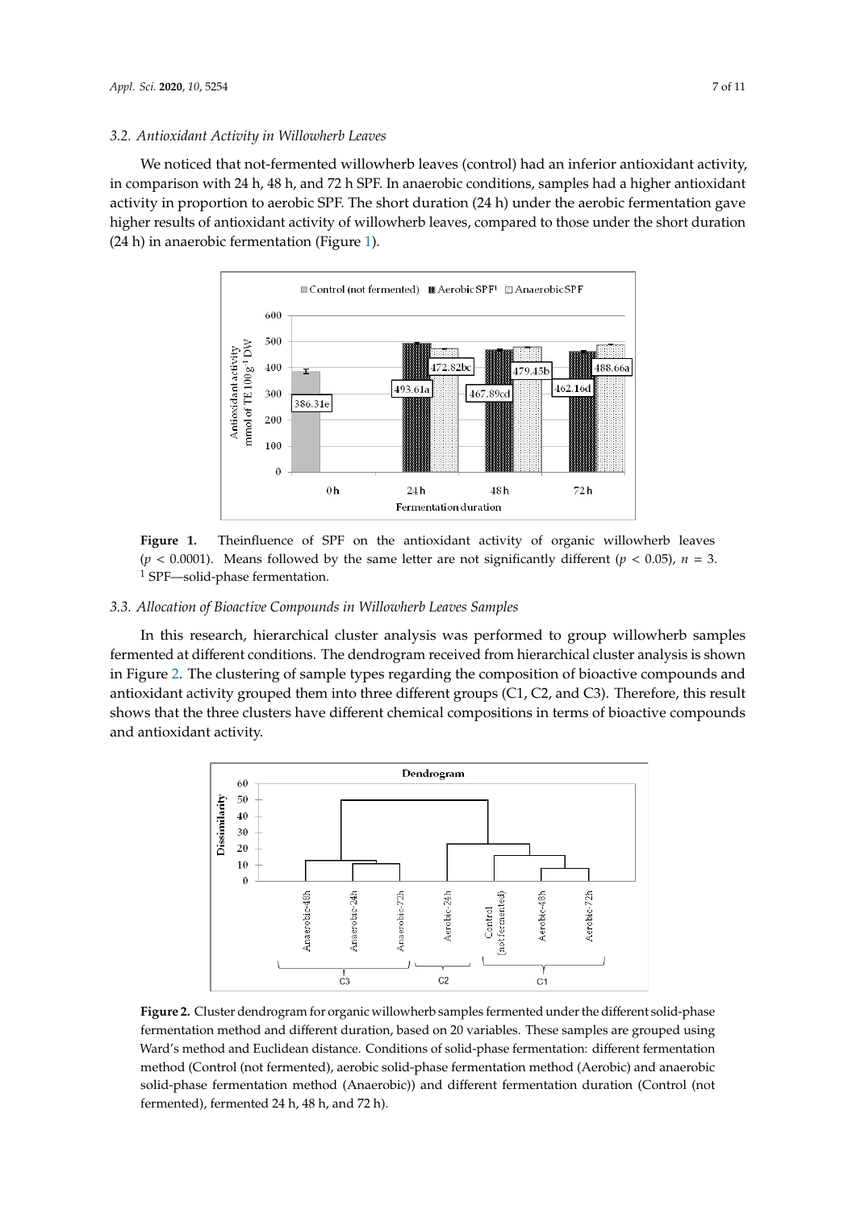### 3.2. Antioxidant Activity in Willowherb Leaves

We noticed that not-fermented willowherb leaves (control) had an inferior antioxidant activity, in comparison with 24 h, 48 h, and 72 h SPF. In anaerobic conditions, samples had a higher antioxidant activity in proportion to aerobic SPF. The short duration (24 h) under the aerobic fermentation gave higher results of antioxidant activity of willowherb leaves, compared to those under the short duration (24 h) in anaerobic fermentation (Figure 1).

**Figure 1.** Theinfluence of SPF on the antioxidant activity of organic willowherb leaves ($p < 0.0001$). Means followed by the same letter are not significantly different ($p < 0.05$), $n = 3$. [1] SPF—solid-phase fermentation.

### 3.3. Allocation of Bioactive Compounds in Willowherb Leaves Samples

In this research, hierarchical cluster analysis was performed to group willowherb samples fermented at different conditions. The dendrogram received from hierarchical cluster analysis is shown in Figure 2. The clustering of sample types regarding the composition of bioactive compounds and antioxidant activity grouped them into three different groups (C1, C2, and C3). Therefore, this result shows that the three clusters have different chemical compositions in terms of bioactive compounds and antioxidant activity.

**Figure 2.** Cluster dendrogram for organic willowherb samples fermented under the different solid-phase fermentation method and different duration, based on 20 variables. These samples are grouped using Ward's method and Euclidean distance. Conditions of solid-phase fermentation: different fermentation method (Control (not fermented), aerobic solid-phase fermentation method (Aerobic) and anaerobic solid-phase fermentation method (Anaerobic)) and different fermentation duration (Control (not fermented), fermented 24 h, 48 h, and 72 h).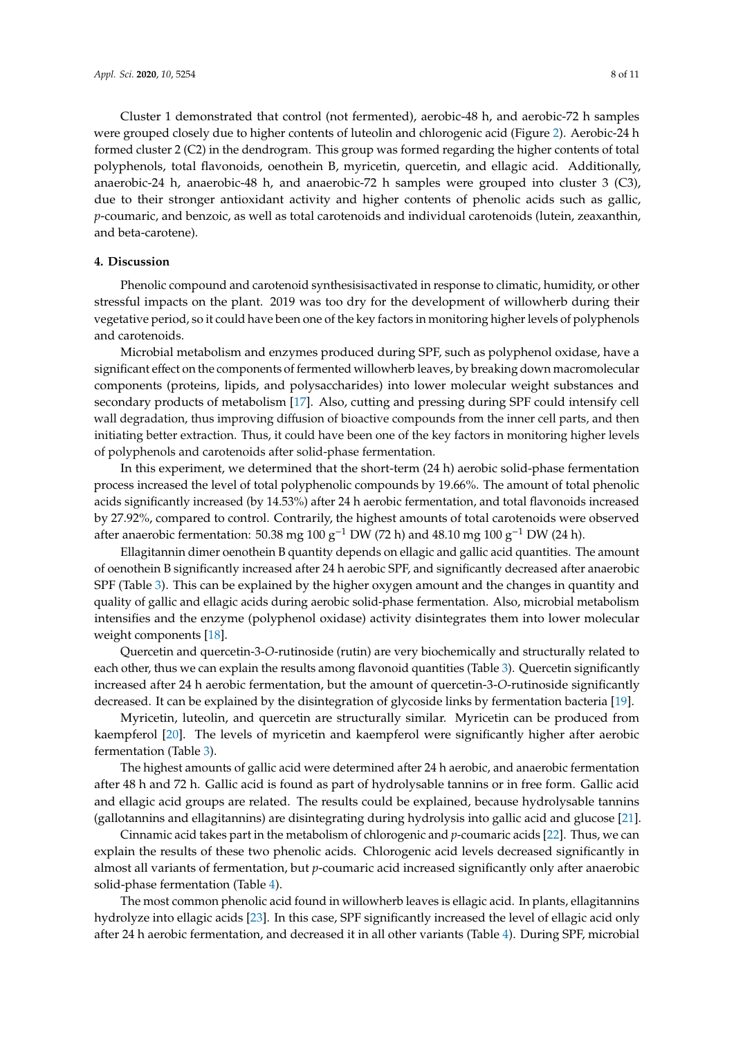Cluster 1 demonstrated that control (not fermented), aerobic-48 h, and aerobic-72 h samples were grouped closely due to higher contents of luteolin and chlorogenic acid (Figure 2). Aerobic-24 h formed cluster 2 (C2) in the dendrogram. This group was formed regarding the higher contents of total polyphenols, total flavonoids, oenothein B, myricetin, quercetin, and ellagic acid. Additionally, anaerobic-24 h, anaerobic-48 h, and anaerobic-72 h samples were grouped into cluster 3 (C3), due to their stronger antioxidant activity and higher contents of phenolic acids such as gallic, *p*-coumaric, and benzoic, as well as total carotenoids and individual carotenoids (lutein, zeaxanthin, and beta-carotene).

## 4. Discussion

Phenolic compound and carotenoid synthesisisactivated in response to climatic, humidity, or other stressful impacts on the plant. 2019 was too dry for the development of willowherb during their vegetative period, so it could have been one of the key factors in monitoring higher levels of polyphenols and carotenoids.

Microbial metabolism and enzymes produced during SPF, such as polyphenol oxidase, have a significant effect on the components of fermented willowherb leaves, by breaking down macromolecular components (proteins, lipids, and polysaccharides) into lower molecular weight substances and secondary products of metabolism [17]. Also, cutting and pressing during SPF could intensify cell wall degradation, thus improving diffusion of bioactive compounds from the inner cell parts, and then initiating better extraction. Thus, it could have been one of the key factors in monitoring higher levels of polyphenols and carotenoids after solid-phase fermentation.

In this experiment, we determined that the short-term (24 h) aerobic solid-phase fermentation process increased the level of total polyphenolic compounds by 19.66%. The amount of total phenolic acids significantly increased (by 14.53%) after 24 h aerobic fermentation, and total flavonoids increased by 27.92%, compared to control. Contrarily, the highest amounts of total carotenoids were observed after anaerobic fermentation: 50.38 mg 100 $g^{-1}$ DW (72 h) and 48.10 mg 100 $g^{-1}$ DW (24 h).

Ellagitannin dimer oenothein B quantity depends on ellagic and gallic acid quantities. The amount of oenothein B significantly increased after 24 h aerobic SPF, and significantly decreased after anaerobic SPF (Table 3). This can be explained by the higher oxygen amount and the changes in quantity and quality of gallic and ellagic acids during aerobic solid-phase fermentation. Also, microbial metabolism intensifies and the enzyme (polyphenol oxidase) activity disintegrates them into lower molecular weight components [18].

Quercetin and quercetin-3-*O*-rutinoside (rutin) are very biochemically and structurally related to each other, thus we can explain the results among flavonoid quantities (Table 3). Quercetin significantly increased after 24 h aerobic fermentation, but the amount of quercetin-3-*O*-rutinoside significantly decreased. It can be explained by the disintegration of glycoside links by fermentation bacteria [19].

Myricetin, luteolin, and quercetin are structurally similar. Myricetin can be produced from kaempferol [20]. The levels of myricetin and kaempferol were significantly higher after aerobic fermentation (Table 3).

The highest amounts of gallic acid were determined after 24 h aerobic, and anaerobic fermentation after 48 h and 72 h. Gallic acid is found as part of hydrolysable tannins or in free form. Gallic acid and ellagic acid groups are related. The results could be explained, because hydrolysable tannins (gallotannins and ellagitannins) are disintegrating during hydrolysis into gallic acid and glucose [21].

Cinnamic acid takes part in the metabolism of chlorogenic and *p*-coumaric acids [22]. Thus, we can explain the results of these two phenolic acids. Chlorogenic acid levels decreased significantly in almost all variants of fermentation, but *p*-coumaric acid increased significantly only after anaerobic solid-phase fermentation (Table 4).

The most common phenolic acid found in willowherb leaves is ellagic acid. In plants, ellagitannins hydrolyze into ellagic acids [23]. In this case, SPF significantly increased the level of ellagic acid only after 24 h aerobic fermentation, and decreased it in all other variants (Table 4). During SPF, microbial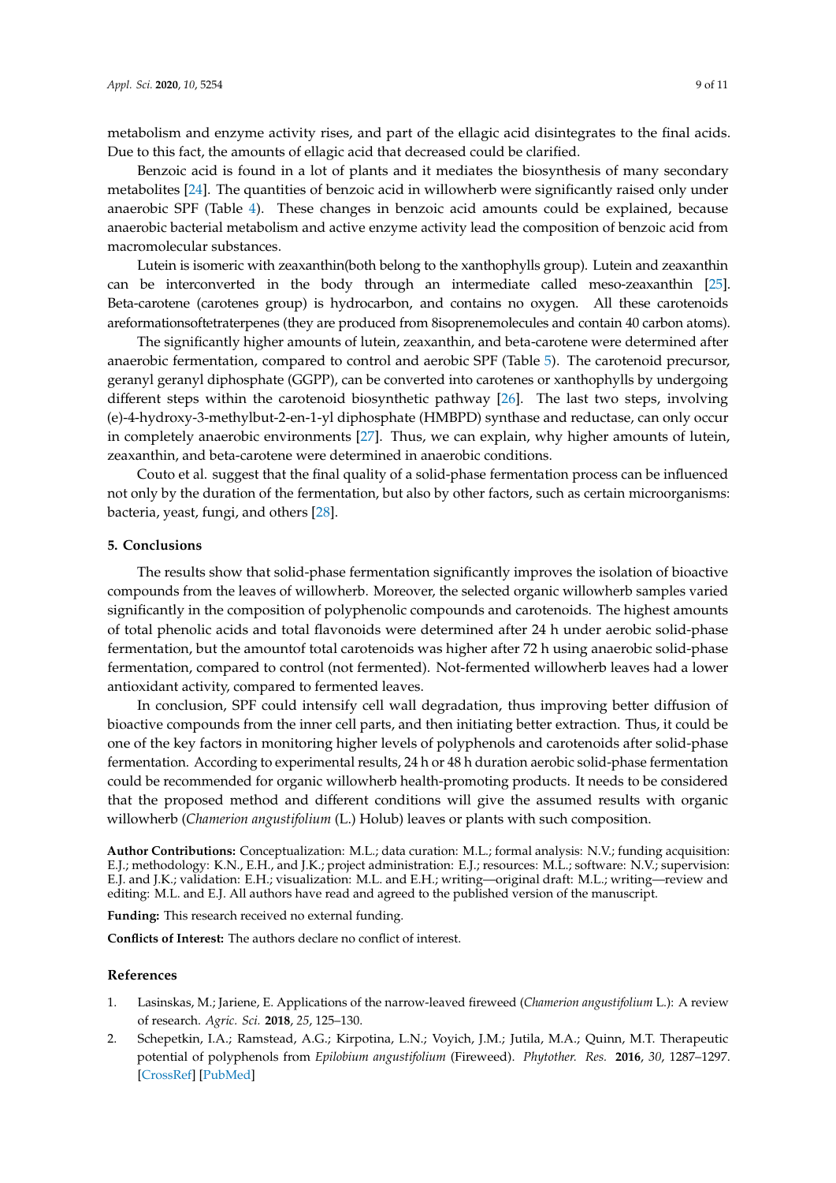metabolism and enzyme activity rises, and part of the ellagic acid disintegrates to the final acids. Due to this fact, the amounts of ellagic acid that decreased could be clarified.

Benzoic acid is found in a lot of plants and it mediates the biosynthesis of many secondary metabolites [24]. The quantities of benzoic acid in willowherb were significantly raised only under anaerobic SPF (Table 4). These changes in benzoic acid amounts could be explained, because anaerobic bacterial metabolism and active enzyme activity lead the composition of benzoic acid from macromolecular substances.

Lutein is isomeric with zeaxanthin(both belong to the xanthophylls group). Lutein and zeaxanthin can be interconverted in the body through an intermediate called meso-zeaxanthin [25]. Beta-carotene (carotenes group) is hydrocarbon, and contains no oxygen. All these carotenoids areformationsoftetraterpenes (they are produced from 8isoprenemolecules and contain 40 carbon atoms).

The significantly higher amounts of lutein, zeaxanthin, and beta-carotene were determined after anaerobic fermentation, compared to control and aerobic SPF (Table 5). The carotenoid precursor, geranyl geranyl diphosphate (GGPP), can be converted into carotenes or xanthophylls by undergoing different steps within the carotenoid biosynthetic pathway [26]. The last two steps, involving (e)-4-hydroxy-3-methylbut-2-en-1-yl diphosphate (HMBPD) synthase and reductase, can only occur in completely anaerobic environments [27]. Thus, we can explain, why higher amounts of lutein, zeaxanthin, and beta-carotene were determined in anaerobic conditions.

Couto et al. suggest that the final quality of a solid-phase fermentation process can be influenced not only by the duration of the fermentation, but also by other factors, such as certain microorganisms: bacteria, yeast, fungi, and others [28].

## 5. Conclusions

The results show that solid-phase fermentation significantly improves the isolation of bioactive compounds from the leaves of willowherb. Moreover, the selected organic willowherb samples varied significantly in the composition of polyphenolic compounds and carotenoids. The highest amounts of total phenolic acids and total flavonoids were determined after 24 h under aerobic solid-phase fermentation, but the amountof total carotenoids was higher after 72 h using anaerobic solid-phase fermentation, compared to control (not fermented). Not-fermented willowherb leaves had a lower antioxidant activity, compared to fermented leaves.

In conclusion, SPF could intensify cell wall degradation, thus improving better diffusion of bioactive compounds from the inner cell parts, and then initiating better extraction. Thus, it could be one of the key factors in monitoring higher levels of polyphenols and carotenoids after solid-phase fermentation. According to experimental results, 24 h or 48 h duration aerobic solid-phase fermentation could be recommended for organic willowherb health-promoting products. It needs to be considered that the proposed method and different conditions will give the assumed results with organic willowherb (*Chamerion angustifolium* (L.) Holub) leaves or plants with such composition.

**Author Contributions:** Conceptualization: M.L.; data curation: M.L.; formal analysis: N.V.; funding acquisition: E.J.; methodology: K.N., E.H., and J.K.; project administration: E.J.; resources: M.L.; software: N.V.; supervision: E.J. and J.K.; validation: E.H.; visualization: M.L. and E.H.; writing—original draft: M.L.; writing—review and editing: M.L. and E.J. All authors have read and agreed to the published version of the manuscript.

**Funding:** This research received no external funding.

**Conflicts of Interest:** The authors declare no conflict of interest.

## References

1. Lasinskas, M.; Jariene, E. Applications of the narrow-leaved fireweed (*Chamerion angustifolium* L.): A review of research. *Agric. Sci.* **2018**, *25*, 125–130.
2. Schepetkin, I.A.; Ramstead, A.G.; Kirpotina, L.N.; Voyich, J.M.; Jutila, M.A.; Quinn, M.T. Therapeutic potential of polyphenols from *Epilobium angustifolium* (Fireweed). *Phytother. Res.* **2016**, *30*, 1287–1297. [CrossRef] [PubMed]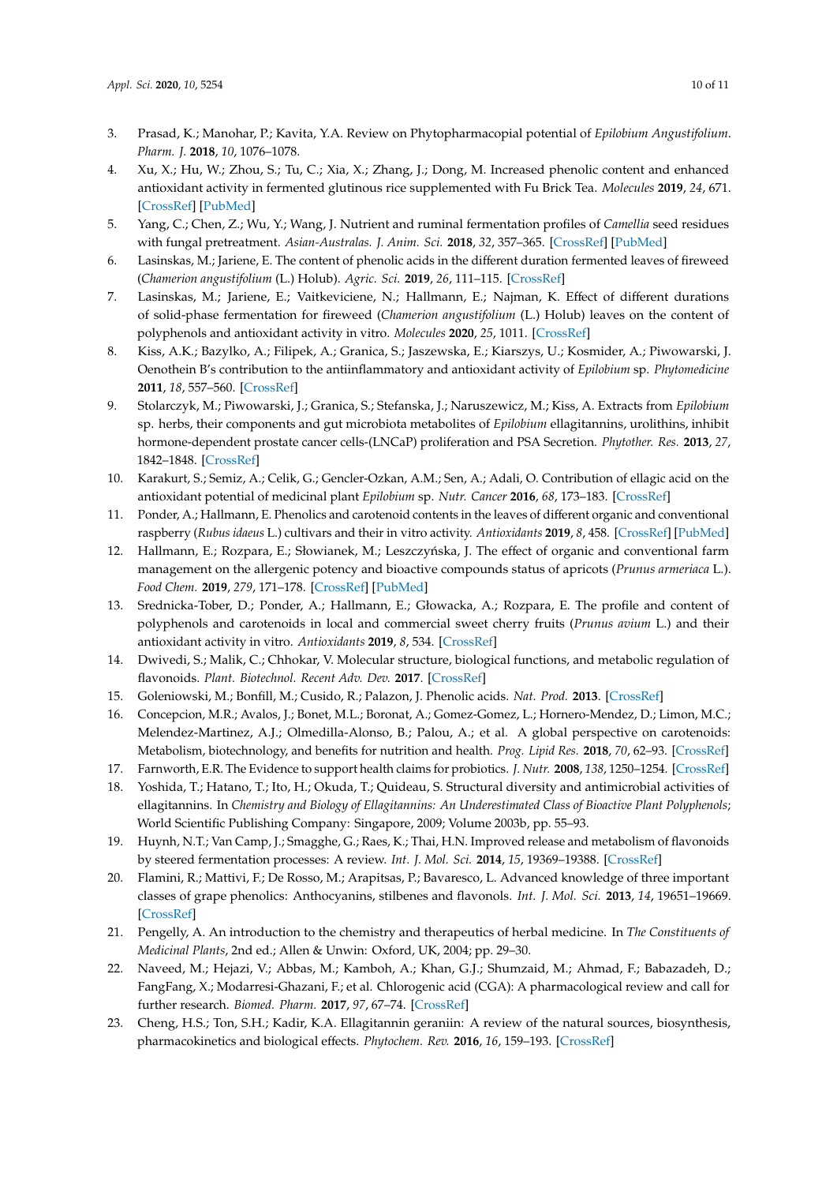3. Prasad, K.; Manohar, P.; Kavita, Y.A. Review on Phytopharmacopial potential of *Epilobium Angustifolium*. *Pharm. J.* **2018**, *10*, 1076–1078.
4. Xu, X.; Hu, W.; Zhou, S.; Tu, C.; Xia, X.; Zhang, J.; Dong, M. Increased phenolic content and enhanced antioxidant activity in fermented glutinous rice supplemented with Fu Brick Tea. *Molecules* **2019**, *24*, 671. [CrossRef] [PubMed]
5. Yang, C.; Chen, Z.; Wu, Y.; Wang, J. Nutrient and ruminal fermentation profiles of *Camellia* seed residues with fungal pretreatment. *Asian-Australas. J. Anim. Sci.* **2018**, *32*, 357–365. [CrossRef] [PubMed]
6. Lasinskas, M.; Jariene, E. The content of phenolic acids in the different duration fermented leaves of fireweed (*Chamerion angustifolium* (L.) Holub). *Agric. Sci.* **2019**, *26*, 111–115. [CrossRef]
7. Lasinskas, M.; Jariene, E.; Vaitkeviciene, N.; Hallmann, E.; Najman, K. Effect of different durations of solid-phase fermentation for fireweed (*Chamerion angustifolium* (L.) Holub) leaves on the content of polyphenols and antioxidant activity in vitro. *Molecules* **2020**, *25*, 1011. [CrossRef]
8. Kiss, A.K.; Bazylko, A.; Filipek, A.; Granica, S.; Jaszewska, E.; Kiarszys, U.; Kosmider, A.; Piwowarski, J. Oenothein B's contribution to the antiinflammatory and antioxidant activity of *Epilobium* sp. *Phytomedicine* **2011**, *18*, 557–560. [CrossRef]
9. Stolarczyk, M.; Piwowarski, J.; Granica, S.; Stefanska, J.; Naruszewicz, M.; Kiss, A. Extracts from *Epilobium* sp. herbs, their components and gut microbiota metabolites of *Epilobium* ellagitannins, urolithins, inhibit hormone-dependent prostate cancer cells-(LNCaP) proliferation and PSA Secretion. *Phytother. Res.* **2013**, *27*, 1842–1848. [CrossRef]
10. Karakurt, S.; Semiz, A.; Celik, G.; Gencler-Ozkan, A.M.; Sen, A.; Adali, O. Contribution of ellagic acid on the antioxidant potential of medicinal plant *Epilobium* sp. *Nutr. Cancer* **2016**, *68*, 173–183. [CrossRef]
11. Ponder, A.; Hallmann, E. Phenolics and carotenoid contents in the leaves of different organic and conventional raspberry (*Rubus idaeus* L.) cultivars and their in vitro activity. *Antioxidants* **2019**, *8*, 458. [CrossRef] [PubMed]
12. Hallmann, E.; Rozpara, E.; Słowianek, M.; Leszczyńska, J. The effect of organic and conventional farm management on the allergenic potency and bioactive compounds status of apricots (*Prunus armeriaca* L.). *Food Chem.* **2019**, *279*, 171–178. [CrossRef] [PubMed]
13. Srednicka-Tober, D.; Ponder, A.; Hallmann, E.; Głowacka, A.; Rozpara, E. The profile and content of polyphenols and carotenoids in local and commercial sweet cherry fruits (*Prunus avium* L.) and their antioxidant activity in vitro. *Antioxidants* **2019**, *8*, 534. [CrossRef]
14. Dwivedi, S.; Malik, C.; Chhokar, V. Molecular structure, biological functions, and metabolic regulation of flavonoids. *Plant. Biotechnol. Recent Adv. Dev.* **2017**. [CrossRef]
15. Goleniowski, M.; Bonfill, M.; Cusido, R.; Palazon, J. Phenolic acids. *Nat. Prod.* **2013**. [CrossRef]
16. Concepcion, M.R.; Avalos, J.; Bonet, M.L.; Boronat, A.; Gomez-Gomez, L.; Hornero-Mendez, D.; Limon, M.C.; Melendez-Martinez, A.J.; Olmedilla-Alonso, B.; Palou, A.; et al. A global perspective on carotenoids: Metabolism, biotechnology, and benefits for nutrition and health. *Prog. Lipid Res.* **2018**, *70*, 62–93. [CrossRef]
17. Farnworth, E.R. The Evidence to support health claims for probiotics. *J. Nutr.* **2008**, *138*, 1250–1254. [CrossRef]
18. Yoshida, T.; Hatano, T.; Ito, H.; Okuda, T.; Quideau, S. Structural diversity and antimicrobial activities of ellagitannins. In *Chemistry and Biology of Ellagitannins: An Underestimated Class of Bioactive Plant Polyphenols*; World Scientific Publishing Company: Singapore, 2009; Volume 2003b, pp. 55–93.
19. Huynh, N.T.; Van Camp, J.; Smagghe, G.; Raes, K.; Thai, H.N. Improved release and metabolism of flavonoids by steered fermentation processes: A review. *Int. J. Mol. Sci.* **2014**, *15*, 19369–19388. [CrossRef]
20. Flamini, R.; Mattivi, F.; De Rosso, M.; Arapitsas, P.; Bavaresco, L. Advanced knowledge of three important classes of grape phenolics: Anthocyanins, stilbenes and flavonols. *Int. J. Mol. Sci.* **2013**, *14*, 19651–19669. [CrossRef]
21. Pengelly, A. An introduction to the chemistry and therapeutics of herbal medicine. In *The Constituents of Medicinal Plants*, 2nd ed.; Allen & Unwin: Oxford, UK, 2004; pp. 29–30.
22. Naveed, M.; Hejazi, V.; Abbas, M.; Kamboh, A.; Khan, G.J.; Shumzaid, M.; Ahmad, F.; Babazadeh, D.; FangFang, X.; Modarresi-Ghazani, F.; et al. Chlorogenic acid (CGA): A pharmacological review and call for further research. *Biomed. Pharm.* **2017**, *97*, 67–74. [CrossRef]
23. Cheng, H.S.; Ton, S.H.; Kadir, K.A. Ellagitannin geraniin: A review of the natural sources, biosynthesis, pharmacokinetics and biological effects. *Phytochem. Rev.* **2016**, *16*, 159–193. [CrossRef]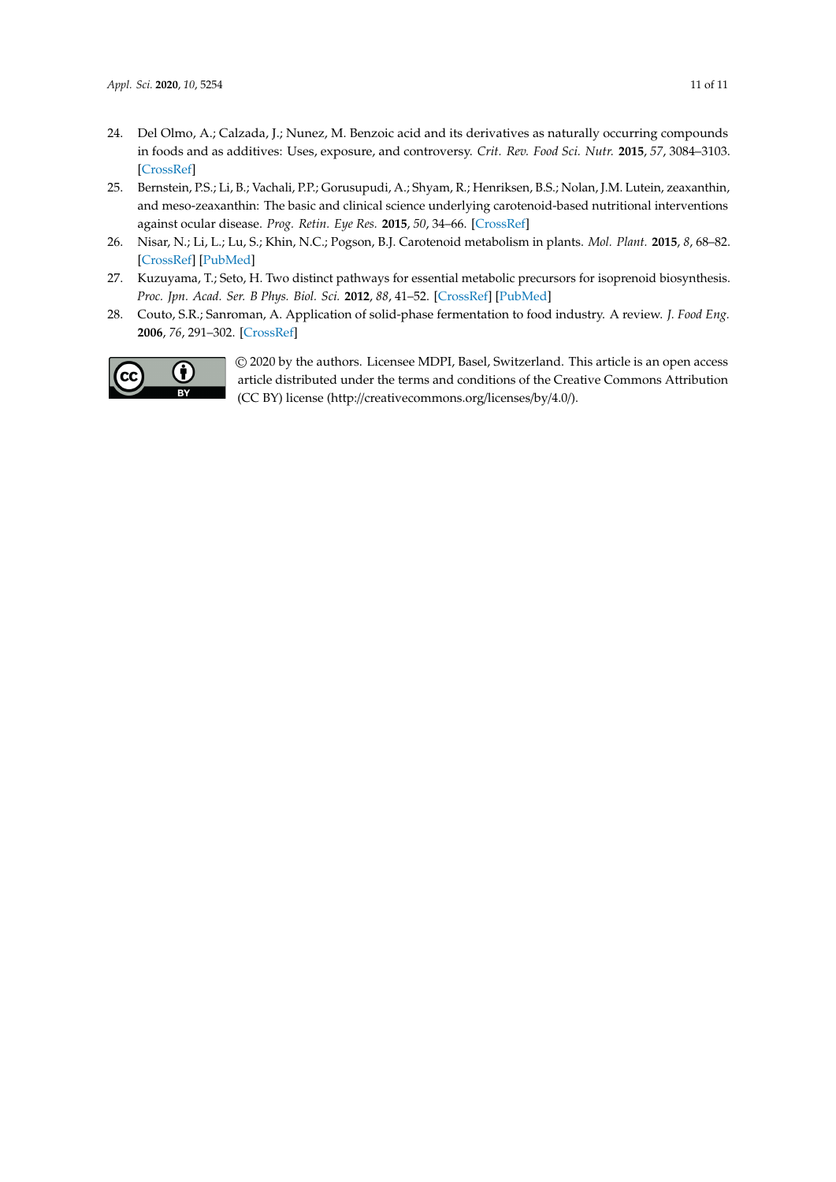24. Del Olmo, A.; Calzada, J.; Nunez, M. Benzoic acid and its derivatives as naturally occurring compounds in foods and as additives: Uses, exposure, and controversy. *Crit. Rev. Food Sci. Nutr.* **2015**, *57*, 3084–3103. [CrossRef]
25. Bernstein, P.S.; Li, B.; Vachali, P.P.; Gorusupudi, A.; Shyam, R.; Henriksen, B.S.; Nolan, J.M. Lutein, zeaxanthin, and meso-zeaxanthin: The basic and clinical science underlying carotenoid-based nutritional interventions against ocular disease. *Prog. Retin. Eye Res.* **2015**, *50*, 34–66. [CrossRef]
26. Nisar, N.; Li, L.; Lu, S.; Khin, N.C.; Pogson, B.J. Carotenoid metabolism in plants. *Mol. Plant.* **2015**, *8*, 68–82. [CrossRef] [PubMed]
27. Kuzuyama, T.; Seto, H. Two distinct pathways for essential metabolic precursors for isoprenoid biosynthesis. *Proc. Jpn. Acad. Ser. B Phys. Biol. Sci.* **2012**, *88*, 41–52. [CrossRef] [PubMed]
28. Couto, S.R.; Sanroman, A. Application of solid-phase fermentation to food industry. A review. *J. Food Eng.* **2006**, *76*, 291–302. [CrossRef]

© 2020 by the authors. Licensee MDPI, Basel, Switzerland. This article is an open access article distributed under the terms and conditions of the Creative Commons Attribution (CC BY) license (http://creativecommons.org/licenses/by/4.0/).